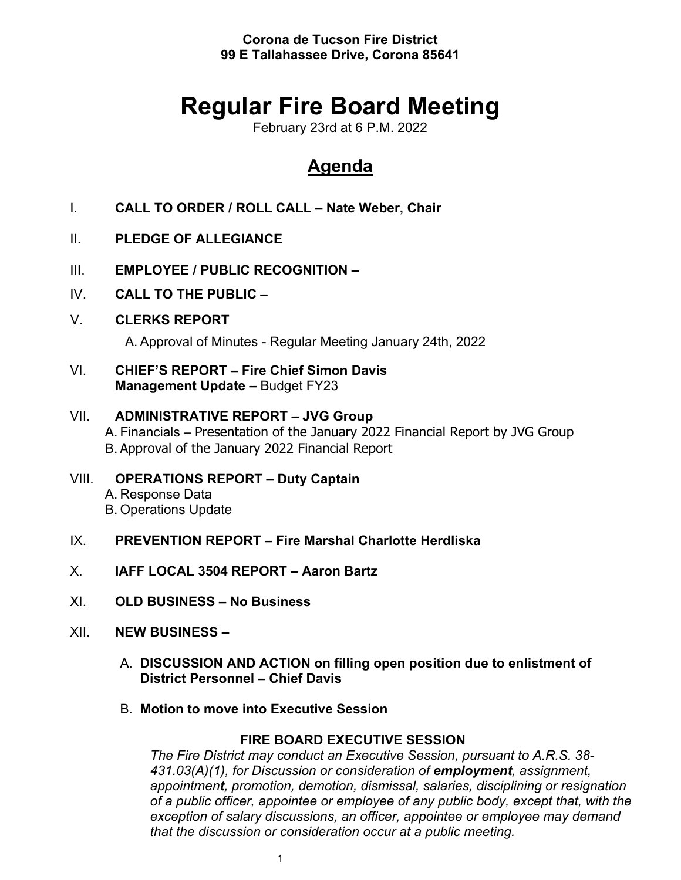**Corona de Tucson Fire District**
**99 E Tallahassee Drive, Corona 85641**

# Regular Fire Board Meeting

February 23rd at 6 P.M. 2022

## Agenda

I. **CALL TO ORDER / ROLL CALL – Nate Weber, Chair**

II. **PLEDGE OF ALLEGIANCE**

III. **EMPLOYEE / PUBLIC RECOGNITION –**

IV. **CALL TO THE PUBLIC –**

V. **CLERKS REPORT**

A. Approval of Minutes - Regular Meeting January 24th, 2022

VI. **CHIEF'S REPORT – Fire Chief Simon Davis**
**Management Update –** Budget FY23

VII. **ADMINISTRATIVE REPORT – JVG Group**

A. Financials – Presentation of the January 2022 Financial Report by JVG Group
B. Approval of the January 2022 Financial Report

VIII. **OPERATIONS REPORT – Duty Captain**

A. Response Data
B. Operations Update

IX. **PREVENTION REPORT – Fire Marshal Charlotte Herdliska**

X. **IAFF LOCAL 3504 REPORT – Aaron Bartz**

XI. **OLD BUSINESS – No Business**

XII. **NEW BUSINESS –**

A. **DISCUSSION AND ACTION on filling open position due to enlistment of District Personnel – Chief Davis**

B. **Motion to move into Executive Session**

**FIRE BOARD EXECUTIVE SESSION**

*The Fire District may conduct an Executive Session, pursuant to A.R.S. 38-431.03(A)(1), for Discussion or consideration of **employment**, assignment, appointmen**t**, promotion, demotion, dismissal, salaries, disciplining or resignation of a public officer, appointee or employee of any public body, except that, with the exception of salary discussions, an officer, appointee or employee may demand that the discussion or consideration occur at a public meeting.*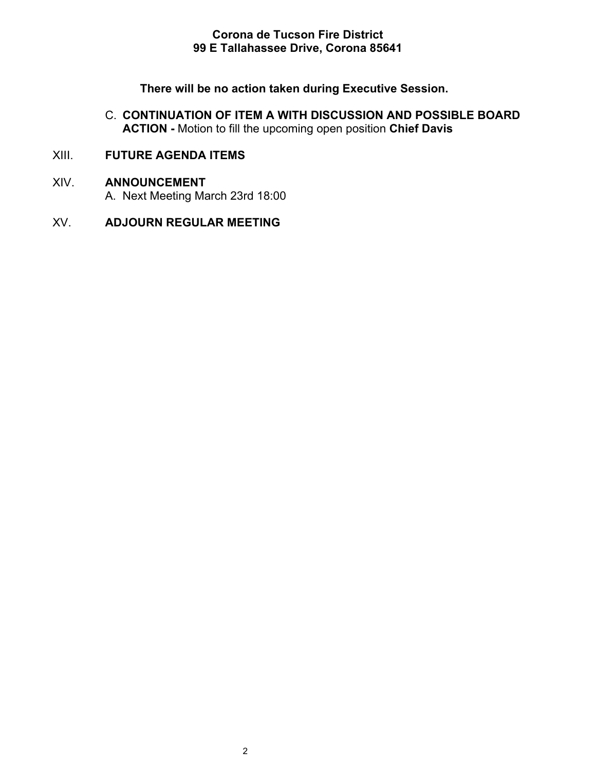**Corona de Tucson Fire District**
**99 E Tallahassee Drive, Corona 85641**

**There will be no action taken during Executive Session.**

C. **CONTINUATION OF ITEM A WITH DISCUSSION AND POSSIBLE BOARD ACTION -** Motion to fill the upcoming open position **Chief Davis**

XIII. **FUTURE AGENDA ITEMS**

XIV. **ANNOUNCEMENT**

A. Next Meeting March 23rd 18:00

XV. **ADJOURN REGULAR MEETING**